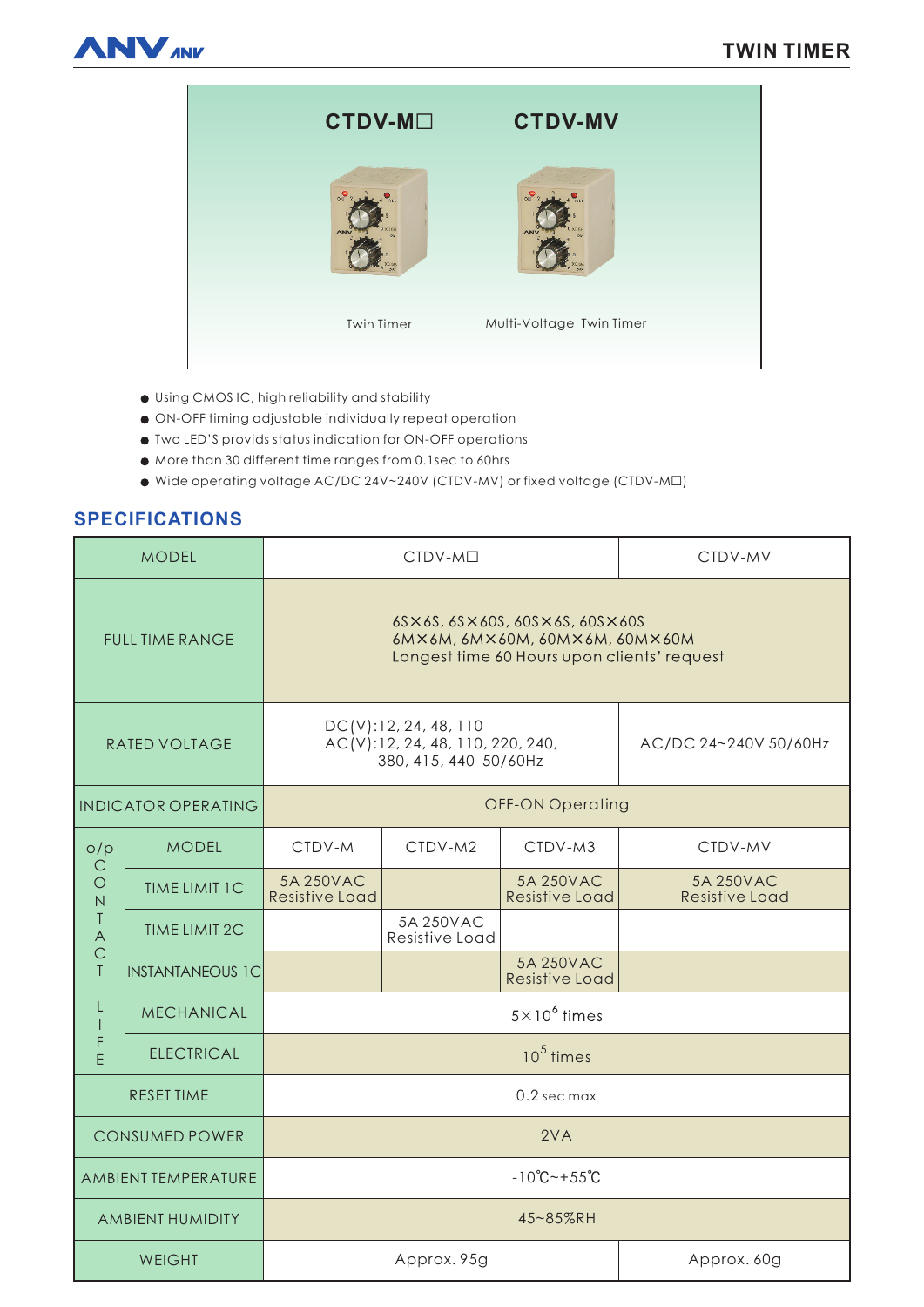# TWIN TIMER

| CTDV-M☐ | CTDV-MV |
|---|---|
| Twin Timer | Multi-Voltage Twin Timer |

- Using CMOS IC, high reliability and stability
- ON-OFF timing adjustable individually repeat operation
- Two LED'S provids status indication for ON-OFF operations
- More than 30 different time ranges from 0.1sec to 60hrs
- Wide operating voltage AC/DC 24V~240V (CTDV-MV) or fixed voltage (CTDV-M☐)

## SPECIFICATIONS

| MODEL | | CTDV-M☐ | | | CTDV-MV |
|---|---|---|---|---|---|
| FULL TIME RANGE | | 6S×6S, 6S×60S, 60S×6S, 60S×60S<br>6M×6M, 6M×60M, 60M×6M, 60M×60M<br>Longest time 60 Hours upon clients' request | | | |
| RATED VOLTAGE | | DC(V):12, 24, 48, 110<br>AC(V):12, 24, 48, 110, 220, 240, 380, 415, 440 50/60Hz | | | AC/DC 24~240V 50/60Hz |
| INDICATOR OPERATING | | OFF-ON Operating | | | |
| o/p CONTACT | MODEL | CTDV-M | CTDV-M2 | CTDV-M3 | CTDV-MV |
| | TIME LIMIT 1C | 5A 250VAC Resistive Load | | 5A 250VAC Resistive Load | 5A 250VAC Resistive Load |
| | TIME LIMIT 2C | | 5A 250VAC Resistive Load | | |
| | INSTANTANEOUS 1C | | | 5A 250VAC Resistive Load | |
| LIFE | MECHANICAL | $5\times10^6$ times | | | |
| | ELECTRICAL | $10^5$ times | | | |
| RESET TIME | | 0.2 sec max | | | |
| CONSUMED POWER | | 2VA | | | |
| AMBIENT TEMPERATURE | | -10℃~+55℃ | | | |
| AMBIENT HUMIDITY | | 45~85%RH | | | |
| WEIGHT | | Approx. 95g | | | Approx. 60g |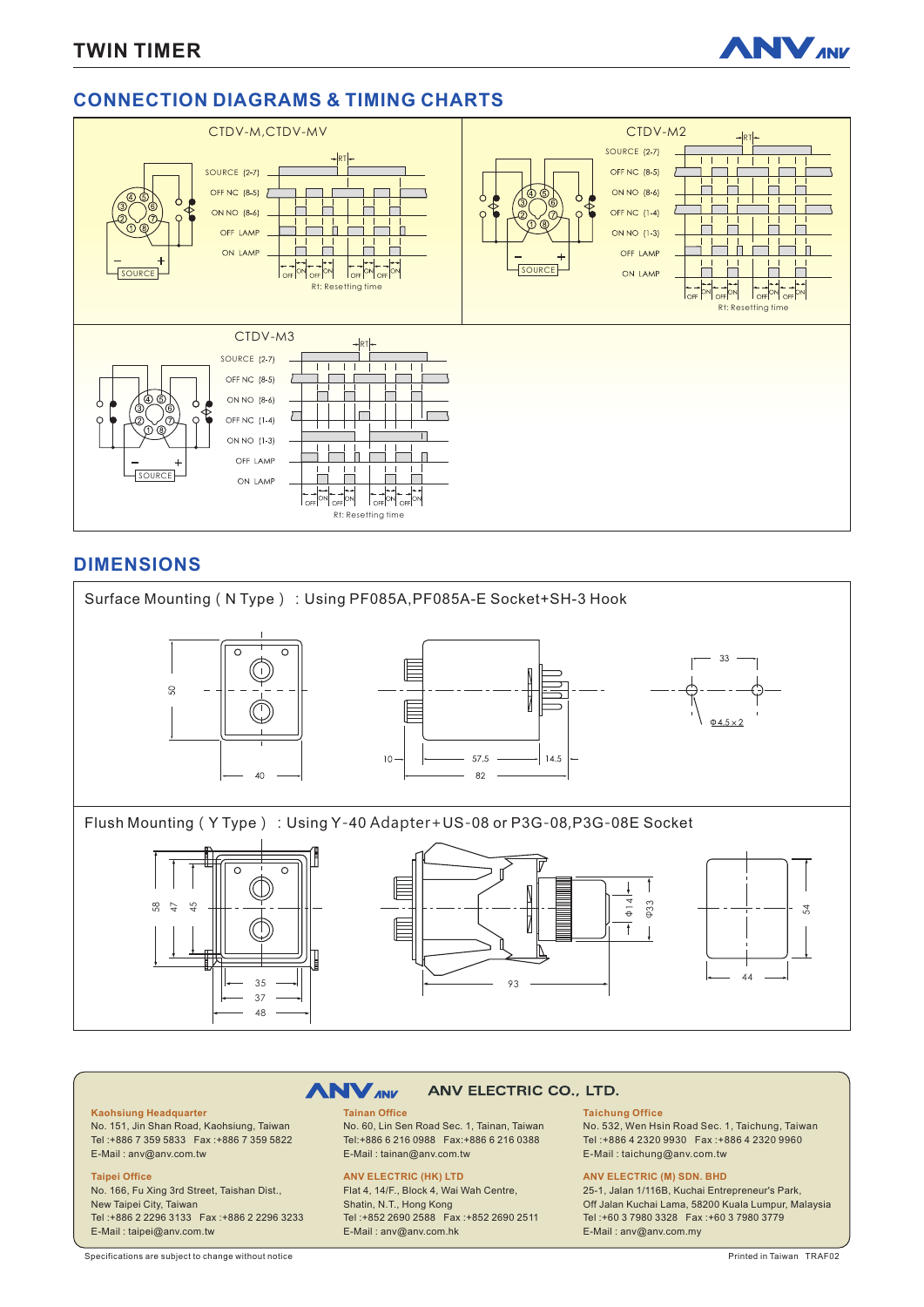## CONNECTION DIAGRAMS & TIMING CHARTS

### CTDV-M,CTDV-MV

SOURCE (2-7)
OFF NC (8-5)
ON NO (8-6)
OFF LAMP
ON LAMP
Rt
OFF ON OFF ON OFF ON OFF ON
Rt: Resetting time
SOURCE

### CTDV-M2

SOURCE (2-7)
OFF NC (8-5)
ON NO (8-6)
OFF NC (1-4)
ON NO (1-3)
OFF LAMP
ON LAMP
Rt
OFF ON OFF ON OFF ON OFF ON
Rt: Resetting time
SOURCE

### CTDV-M3

SOURCE (2-7)
OFF NC (8-5)
ON NO (8-6)
OFF NC (1-4)
ON NO (1-3)
OFF LAMP
ON LAMP
Rt
OFF ON OFF ON OFF ON OFF ON
Rt: Resetting time
SOURCE

## DIMENSIONS

### Surface Mounting ( N Type ) : Using PF085A,PF085A-E Socket+SH-3 Hook

50
40
10
57.5
14.5
82
33
Φ4.5×2

### Flush Mounting ( Y Type ) : Using Y-40 Adapter+US-08 or P3G-08,P3G-08E Socket

58
47
45
35
37
48
93
Φ14
Φ33
54
44

---

**ANV ELECTRIC CO., LTD.**

**Kaohsiung Headquarter**
No. 151, Jin Shan Road Sec. 1, Kaohsiung, Taiwan
Tel :+886 7 359 5833 Fax :+886 7 359 5822
E-Mail : anv@anv.com.tw

**Tainan Office**
No. 60, Lin Sen Road Sec. 1, Tainan, Taiwan
Tel:+886 6 216 0988 Fax:+886 6 216 0388
E-Mail : tainan@anv.com.tw

**Taichung Office**
No. 532, Wen Hsin Road Sec. 1, Taichung, Taiwan
Tel :+886 4 2320 9930 Fax :+886 4 2320 9960
E-Mail : taichung@anv.com.tw

**Taipei Office**
No. 166, Fu Xing 3rd Street, Taishan Dist.,
New Taipei City, Taiwan
Tel :+886 2 2296 3133 Fax :+886 2 2296 3233
E-Mail : taipei@anv.com.tw

**ANV ELECTRIC (HK) LTD**
Flat 4, 14/F., Block 4, Wai Wah Centre,
Shatin, N.T., Hong Kong
Tel :+852 2690 2588 Fax :+852 2690 2511
E-Mail : anv@anv.com.hk

**ANV ELECTRIC (M) SDN. BHD**
25-1, Jalan 1/116B, Kuchai Entrepreneur's Park,
Off Jalan Kuchai Lama, 58200 Kuala Lumpur, Malaysia
Tel :+60 3 7980 3328 Fax :+60 3 7980 3779
E-Mail : anv@anv.com.my

Specifications are subject to change without notice

Printed in Taiwan TRAF02